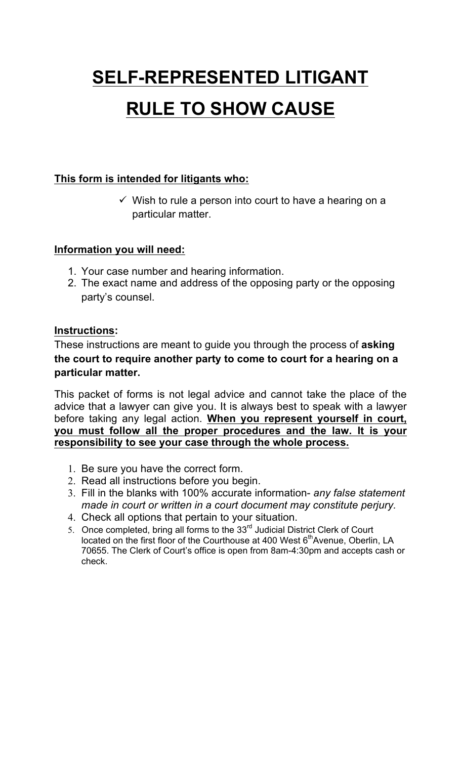# SELF-REPRESENTED LITIGANT

# RULE TO SHOW CAUSE

**This form is intended for litigants who:**

- ✓ Wish to rule a person into court to have a hearing on a particular matter.

**Information you will need:**

1. Your case number and hearing information.
2. The exact name and address of the opposing party or the opposing party's counsel.

**Instructions:**

These instructions are meant to guide you through the process of **asking the court to require another party to come to court for a hearing on a particular matter.**

This packet of forms is not legal advice and cannot take the place of the advice that a lawyer can give you. It is always best to speak with a lawyer before taking any legal action. **When you represent yourself in court, you must follow all the proper procedures and the law. It is your responsibility to see your case through the whole process.**

1. Be sure you have the correct form.
2. Read all instructions before you begin.
3. Fill in the blanks with 100% accurate information- *any false statement made in court or written in a court document may constitute perjury.*
4. Check all options that pertain to your situation.
5. Once completed, bring all forms to the 33rd Judicial District Clerk of Court located on the first floor of the Courthouse at 400 West 6th Avenue, Oberlin, LA 70655. The Clerk of Court's office is open from 8am-4:30pm and accepts cash or check.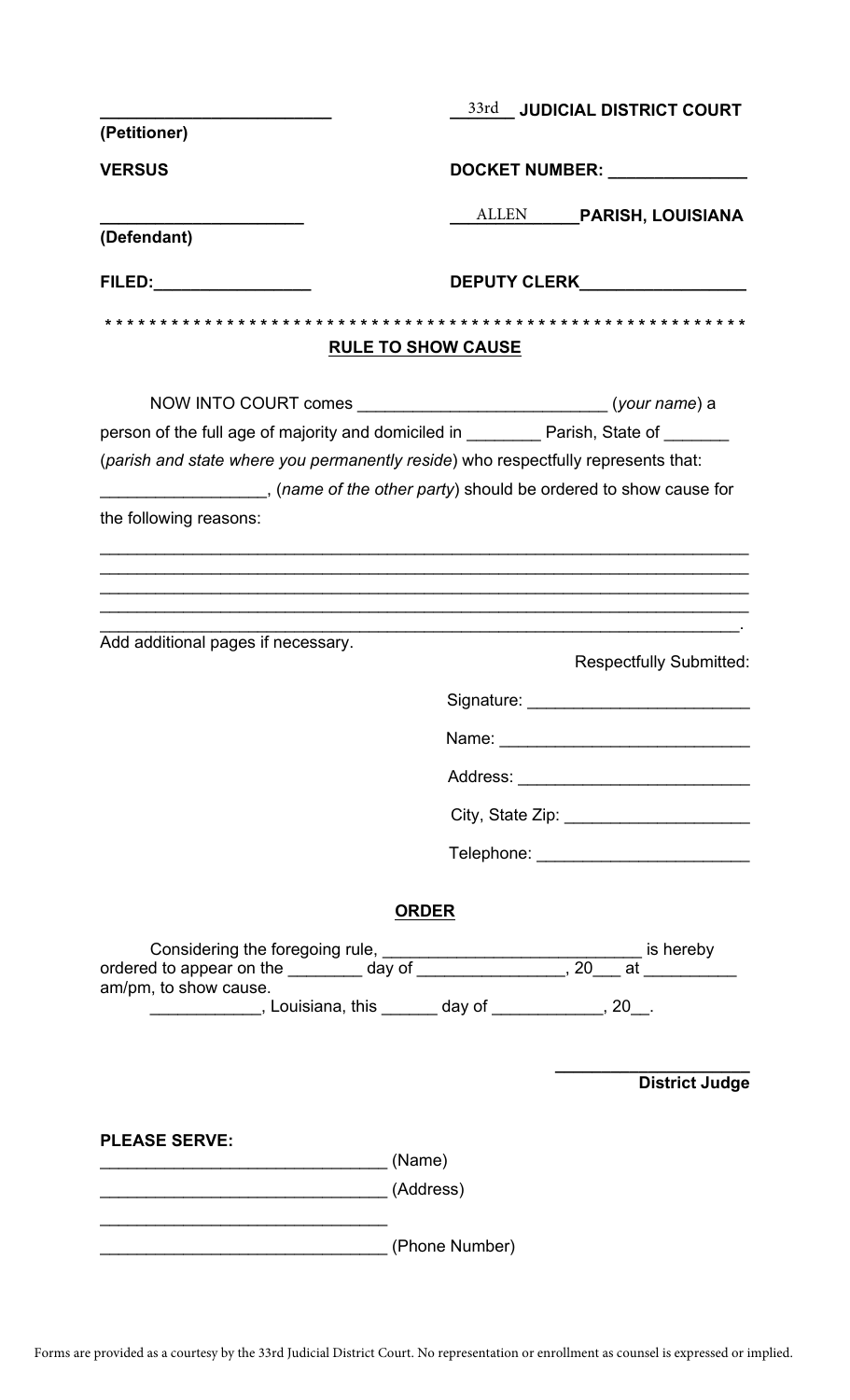| | |
|---|---|
| ________________________ **(Petitioner)** | __33rd__ **JUDICIAL DISTRICT COURT** |
| **VERSUS** | **DOCKET NUMBER:** ______________ |
| ______________________ **(Defendant)** | ___ALLEN_____ **PARISH, LOUISIANA** |
| **FILED:**________________ | **DEPUTY CLERK**________________ |

\* \* \* \* \* \* \* \* \* \* \* \* \* \* \* \* \* \* \* \* \* \* \* \* \* \* \* \* \* \* \* \* \* \* \* \* \* \* \* \* \* \* \* \* \* \* \* \* \* \* \* \* \* \* \* \* \* \*

## RULE TO SHOW CAUSE

NOW INTO COURT comes __________________________ (*your name*) a person of the full age of majority and domiciled in ________ Parish, State of _______ (*parish and state where you permanently reside*) who respectfully represents that: _________________, (*name of the other party*) should be ordered to show cause for the following reasons:

______________________________________________________________________
______________________________________________________________________
______________________________________________________________________
______________________________________________________________________
______________________________________________________________________.

Add additional pages if necessary.

Respectfully Submitted:

Signature: ________________________

Name: __________________________

Address: ________________________

City, State Zip: ___________________

Telephone: ______________________

## ORDER

Considering the foregoing rule, ___________________________ is hereby ordered to appear on the ________ day of _______________, 20___ at __________ am/pm, to show cause.

____________, Louisiana, this ______ day of ____________, 20__.

____________________
**District Judge**

**PLEASE SERVE:**

______________________________ (Name)

______________________________ (Address)

______________________________

______________________________ (Phone Number)

Forms are provided as a courtesy by the 33rd Judicial District Court. No representation or enrollment as counsel is expressed or implied.